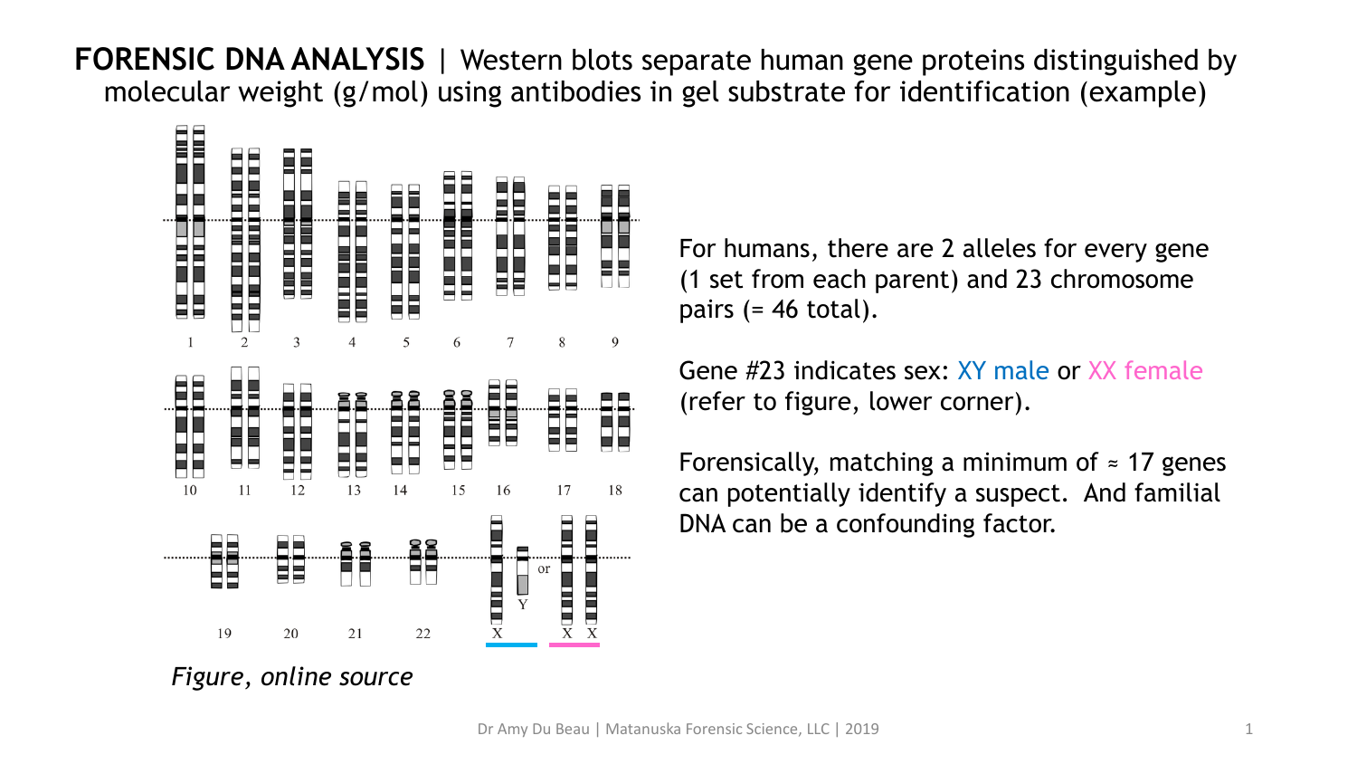**FORENSIC DNA ANALYSIS** | Western blots separate human gene proteins distinguished by molecular weight (g/mol) using antibodies in gel substrate for identification (example)

*Figure, online source*

For humans, there are 2 alleles for every gene (1 set from each parent) and 23 chromosome pairs (= 46 total).

Gene #23 indicates sex: XY male or XX female (refer to figure, lower corner).

Forensically, matching a minimum of ≈ 17 genes can potentially identify a suspect. And familial DNA can be a confounding factor.

Dr Amy Du Beau | Matanuska Forensic Science, LLC | 2019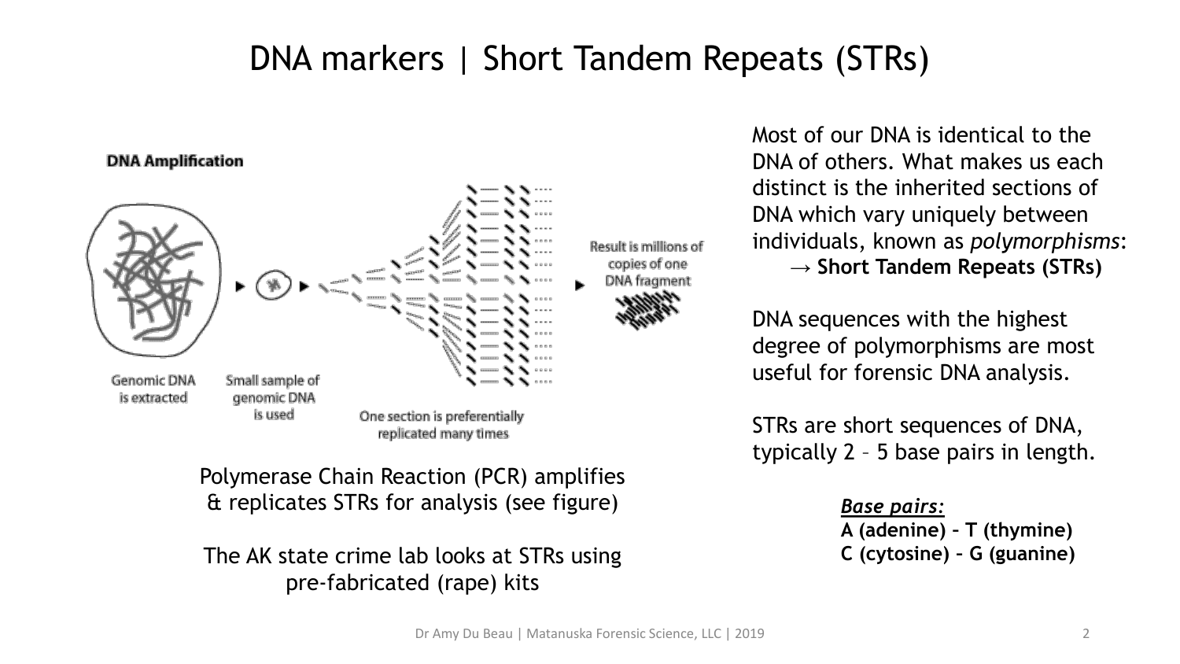# DNA markers | Short Tandem Repeats (STRs)

**DNA Amplification**

Genomic DNA is extracted

Small sample of genomic DNA is used

One section is preferentially replicated many times

Result is millions of copies of one DNA fragment

Polymerase Chain Reaction (PCR) amplifies & replicates STRs for analysis (see figure)

The AK state crime lab looks at STRs using pre-fabricated (rape) kits

Most of our DNA is identical to the DNA of others. What makes us each distinct is the inherited sections of DNA which vary uniquely between individuals, known as *polymorphisms*:

→ **Short Tandem Repeats (STRs)**

DNA sequences with the highest degree of polymorphisms are most useful for forensic DNA analysis.

STRs are short sequences of DNA, typically 2 – 5 base pairs in length.

***Base pairs:***

**A (adenine) – T (thymine)**

**C (cytosine) – G (guanine)**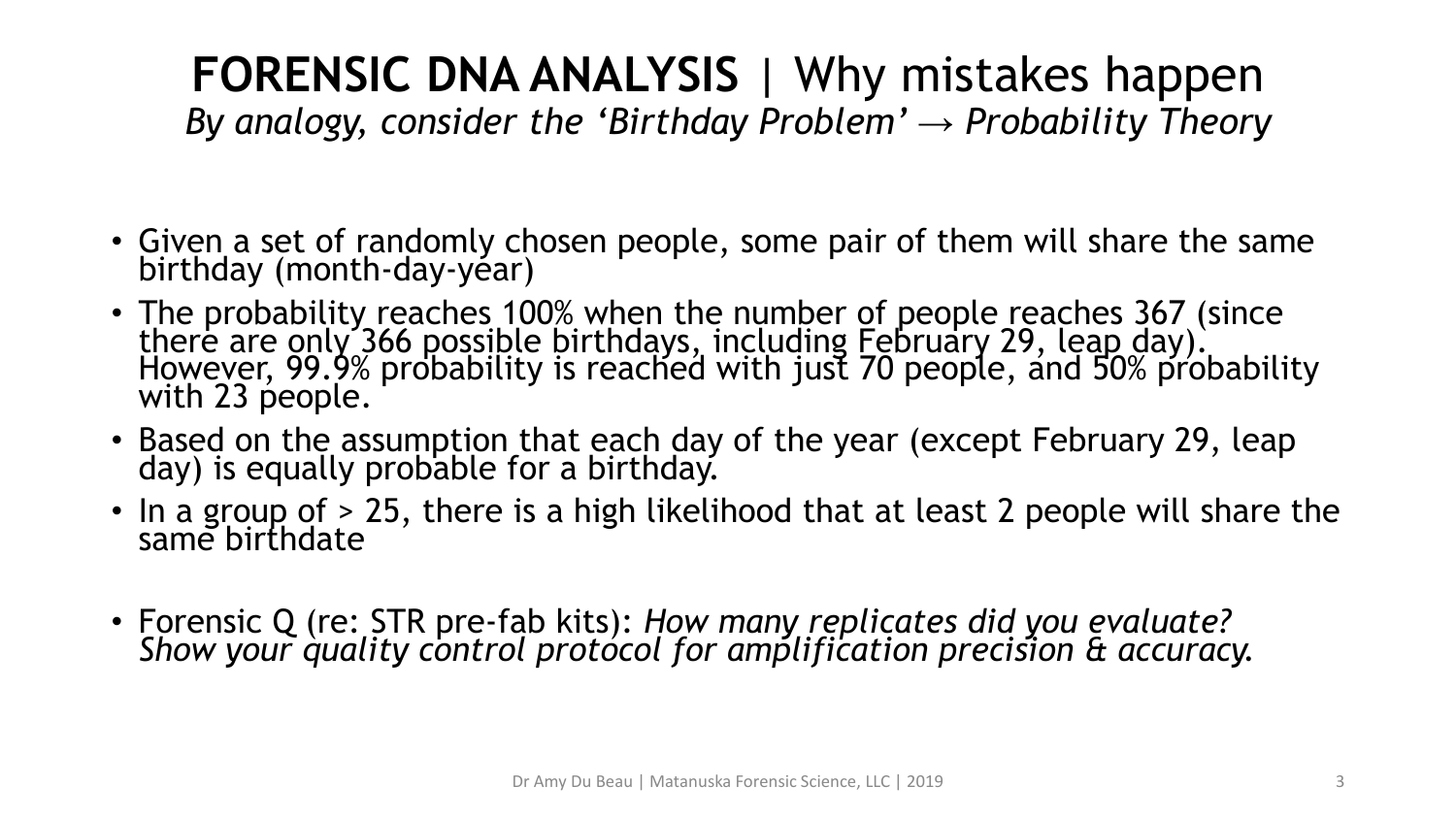# **FORENSIC DNA ANALYSIS** | Why mistakes happen

*By analogy, consider the 'Birthday Problem' → Probability Theory*

- Given a set of randomly chosen people, some pair of them will share the same birthday (month-day-year)
- The probability reaches 100% when the number of people reaches 367 (since there are only 366 possible birthdays, including February 29, leap day). However, 99.9% probability is reached with just 70 people, and 50% probability with 23 people.
- Based on the assumption that each day of the year (except February 29, leap day) is equally probable for a birthday.
- In a group of > 25, there is a high likelihood that at least 2 people will share the same birthdate

- Forensic Q (re: STR pre-fab kits): *How many replicates did you evaluate? Show your quality control protocol for amplification precision & accuracy.*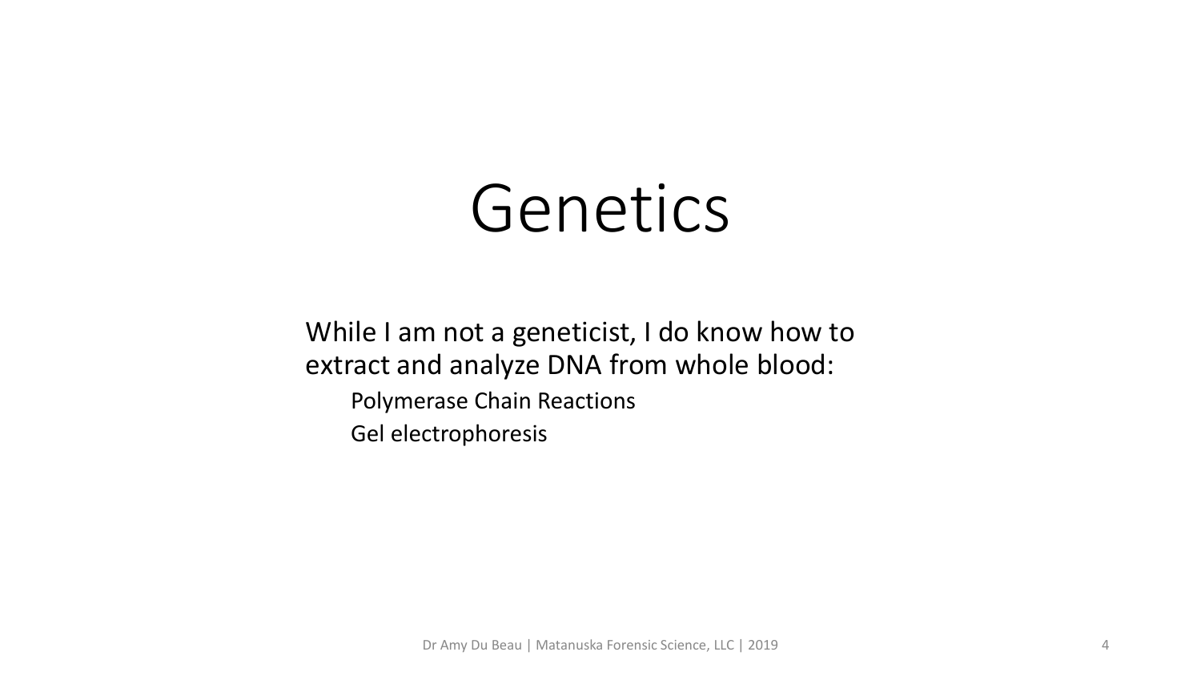# Genetics

While I am not a geneticist, I do know how to extract and analyze DNA from whole blood:

- Polymerase Chain Reactions
- Gel electrophoresis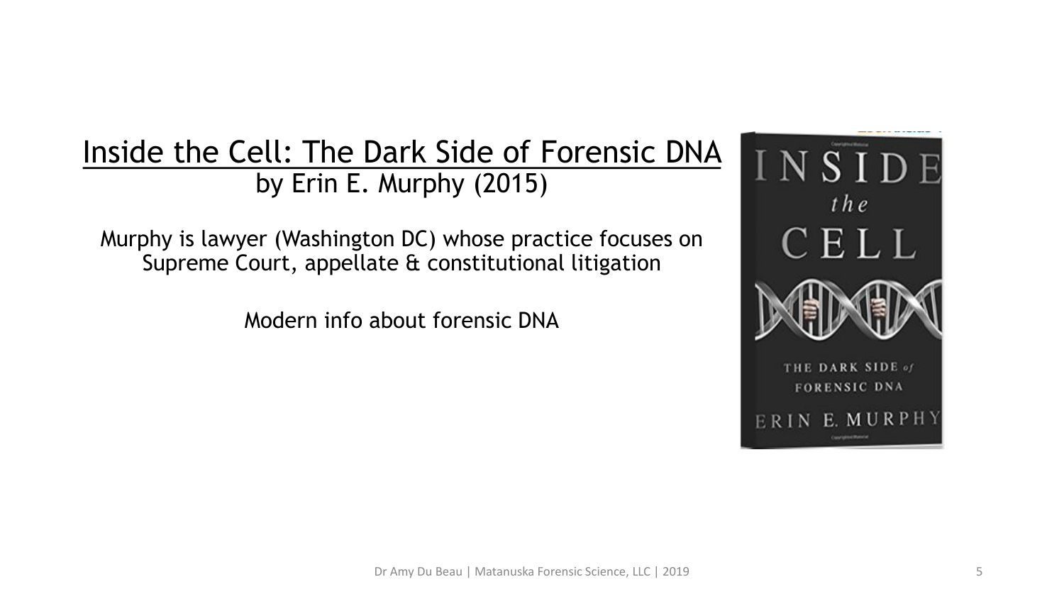Inside the Cell: The Dark Side of Forensic DNA
by Erin E. Murphy (2015)

Murphy is lawyer (Washington DC) whose practice focuses on Supreme Court, appellate & constitutional litigation

Modern info about forensic DNA